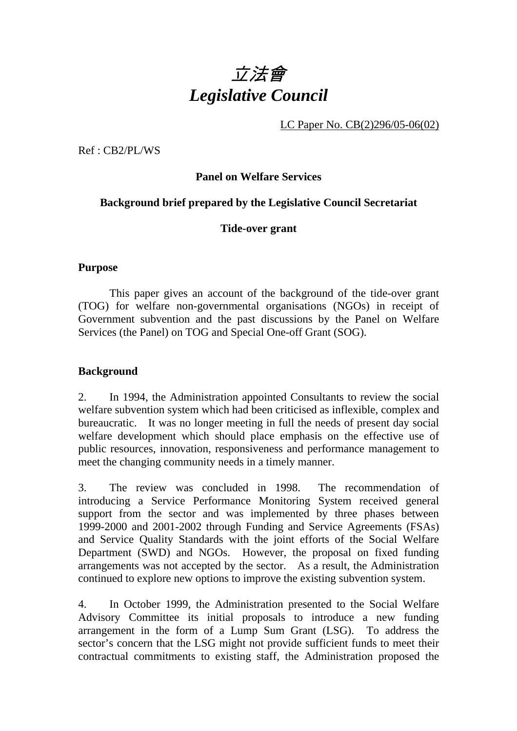# *立法會*
# *Legislative Council*

LC Paper No. CB(2)296/05-06(02)

Ref : CB2/PL/WS

**Panel on Welfare Services**

**Background brief prepared by the Legislative Council Secretariat**

**Tide-over grant**

**Purpose**

This paper gives an account of the background of the tide-over grant (TOG) for welfare non-governmental organisations (NGOs) in receipt of Government subvention and the past discussions by the Panel on Welfare Services (the Panel) on TOG and Special One-off Grant (SOG).

**Background**

2. In 1994, the Administration appointed Consultants to review the social welfare subvention system which had been criticised as inflexible, complex and bureaucratic. It was no longer meeting in full the needs of present day social welfare development which should place emphasis on the effective use of public resources, innovation, responsiveness and performance management to meet the changing community needs in a timely manner.

3. The review was concluded in 1998. The recommendation of introducing a Service Performance Monitoring System received general support from the sector and was implemented by three phases between 1999-2000 and 2001-2002 through Funding and Service Agreements (FSAs) and Service Quality Standards with the joint efforts of the Social Welfare Department (SWD) and NGOs. However, the proposal on fixed funding arrangements was not accepted by the sector. As a result, the Administration continued to explore new options to improve the existing subvention system.

4. In October 1999, the Administration presented to the Social Welfare Advisory Committee its initial proposals to introduce a new funding arrangement in the form of a Lump Sum Grant (LSG). To address the sector's concern that the LSG might not provide sufficient funds to meet their contractual commitments to existing staff, the Administration proposed the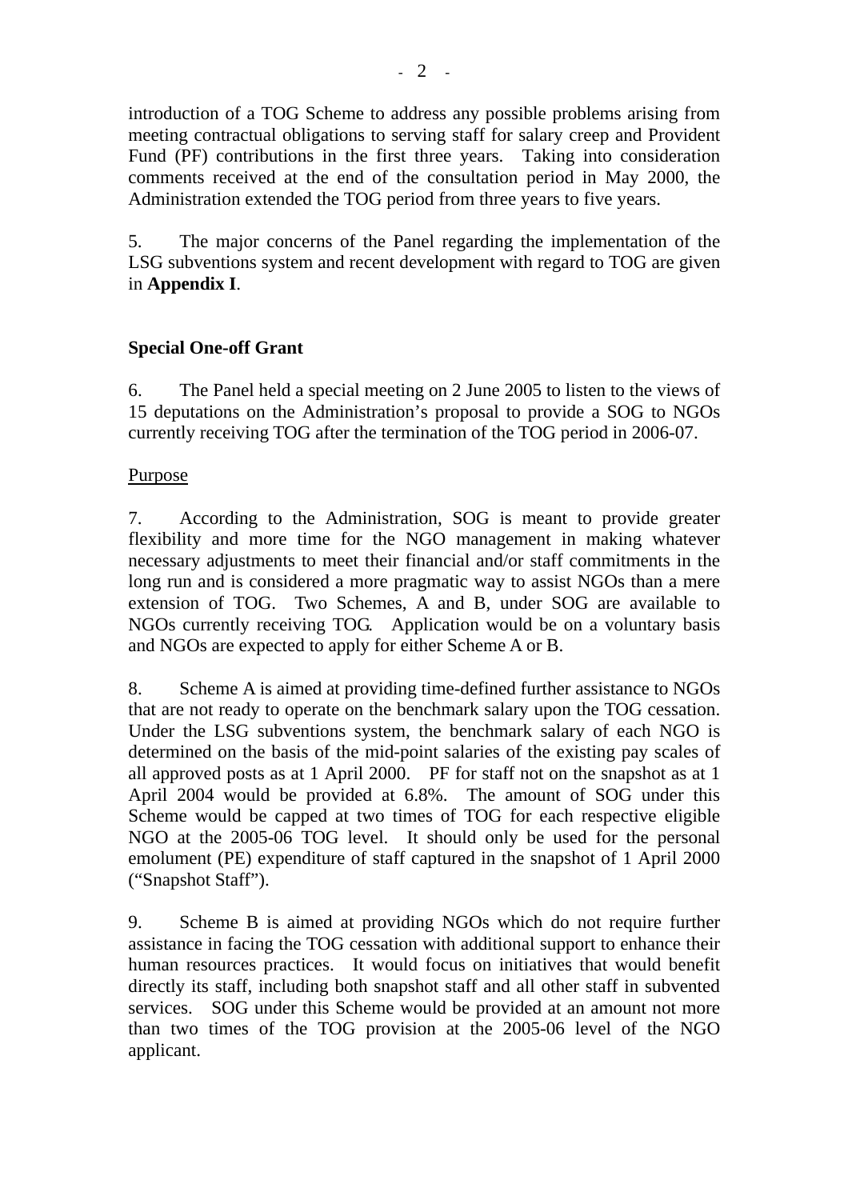introduction of a TOG Scheme to address any possible problems arising from meeting contractual obligations to serving staff for salary creep and Provident Fund (PF) contributions in the first three years. Taking into consideration comments received at the end of the consultation period in May 2000, the Administration extended the TOG period from three years to five years.

5. The major concerns of the Panel regarding the implementation of the LSG subventions system and recent development with regard to TOG are given in **Appendix I**.

**Special One-off Grant**

6. The Panel held a special meeting on 2 June 2005 to listen to the views of 15 deputations on the Administration's proposal to provide a SOG to NGOs currently receiving TOG after the termination of the TOG period in 2006-07.

Purpose

7. According to the Administration, SOG is meant to provide greater flexibility and more time for the NGO management in making whatever necessary adjustments to meet their financial and/or staff commitments in the long run and is considered a more pragmatic way to assist NGOs than a mere extension of TOG. Two Schemes, A and B, under SOG are available to NGOs currently receiving TOG. Application would be on a voluntary basis and NGOs are expected to apply for either Scheme A or B.

8. Scheme A is aimed at providing time-defined further assistance to NGOs that are not ready to operate on the benchmark salary upon the TOG cessation. Under the LSG subventions system, the benchmark salary of each NGO is determined on the basis of the mid-point salaries of the existing pay scales of all approved posts as at 1 April 2000. PF for staff not on the snapshot as at 1 April 2004 would be provided at 6.8%. The amount of SOG under this Scheme would be capped at two times of TOG for each respective eligible NGO at the 2005-06 TOG level. It should only be used for the personal emolument (PE) expenditure of staff captured in the snapshot of 1 April 2000 ("Snapshot Staff").

9. Scheme B is aimed at providing NGOs which do not require further assistance in facing the TOG cessation with additional support to enhance their human resources practices. It would focus on initiatives that would benefit directly its staff, including both snapshot staff and all other staff in subvented services. SOG under this Scheme would be provided at an amount not more than two times of the TOG provision at the 2005-06 level of the NGO applicant.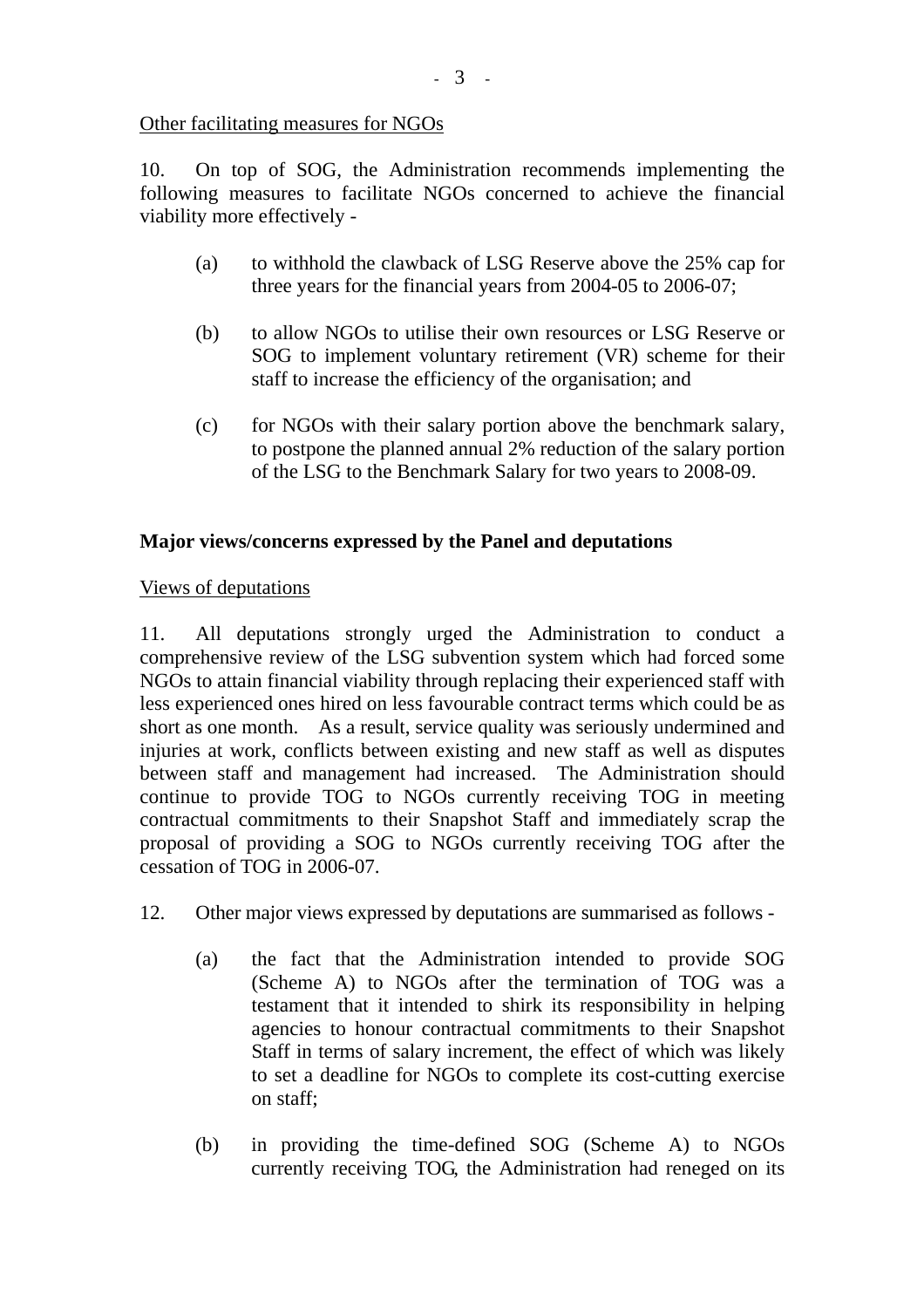Other facilitating measures for NGOs

10. On top of SOG, the Administration recommends implementing the following measures to facilitate NGOs concerned to achieve the financial viability more effectively -

(a) to withhold the clawback of LSG Reserve above the 25% cap for three years for the financial years from 2004-05 to 2006-07;

(b) to allow NGOs to utilise their own resources or LSG Reserve or SOG to implement voluntary retirement (VR) scheme for their staff to increase the efficiency of the organisation; and

(c) for NGOs with their salary portion above the benchmark salary, to postpone the planned annual 2% reduction of the salary portion of the LSG to the Benchmark Salary for two years to 2008-09.

**Major views/concerns expressed by the Panel and deputations**

Views of deputations

11. All deputations strongly urged the Administration to conduct a comprehensive review of the LSG subvention system which had forced some NGOs to attain financial viability through replacing their experienced staff with less experienced ones hired on less favourable contract terms which could be as short as one month. As a result, service quality was seriously undermined and injuries at work, conflicts between existing and new staff as well as disputes between staff and management had increased. The Administration should continue to provide TOG to NGOs currently receiving TOG in meeting contractual commitments to their Snapshot Staff and immediately scrap the proposal of providing a SOG to NGOs currently receiving TOG after the cessation of TOG in 2006-07.

12. Other major views expressed by deputations are summarised as follows -

(a) the fact that the Administration intended to provide SOG (Scheme A) to NGOs after the termination of TOG was a testament that it intended to shirk its responsibility in helping agencies to honour contractual commitments to their Snapshot Staff in terms of salary increment, the effect of which was likely to set a deadline for NGOs to complete its cost-cutting exercise on staff;

(b) in providing the time-defined SOG (Scheme A) to NGOs currently receiving TOG, the Administration had reneged on its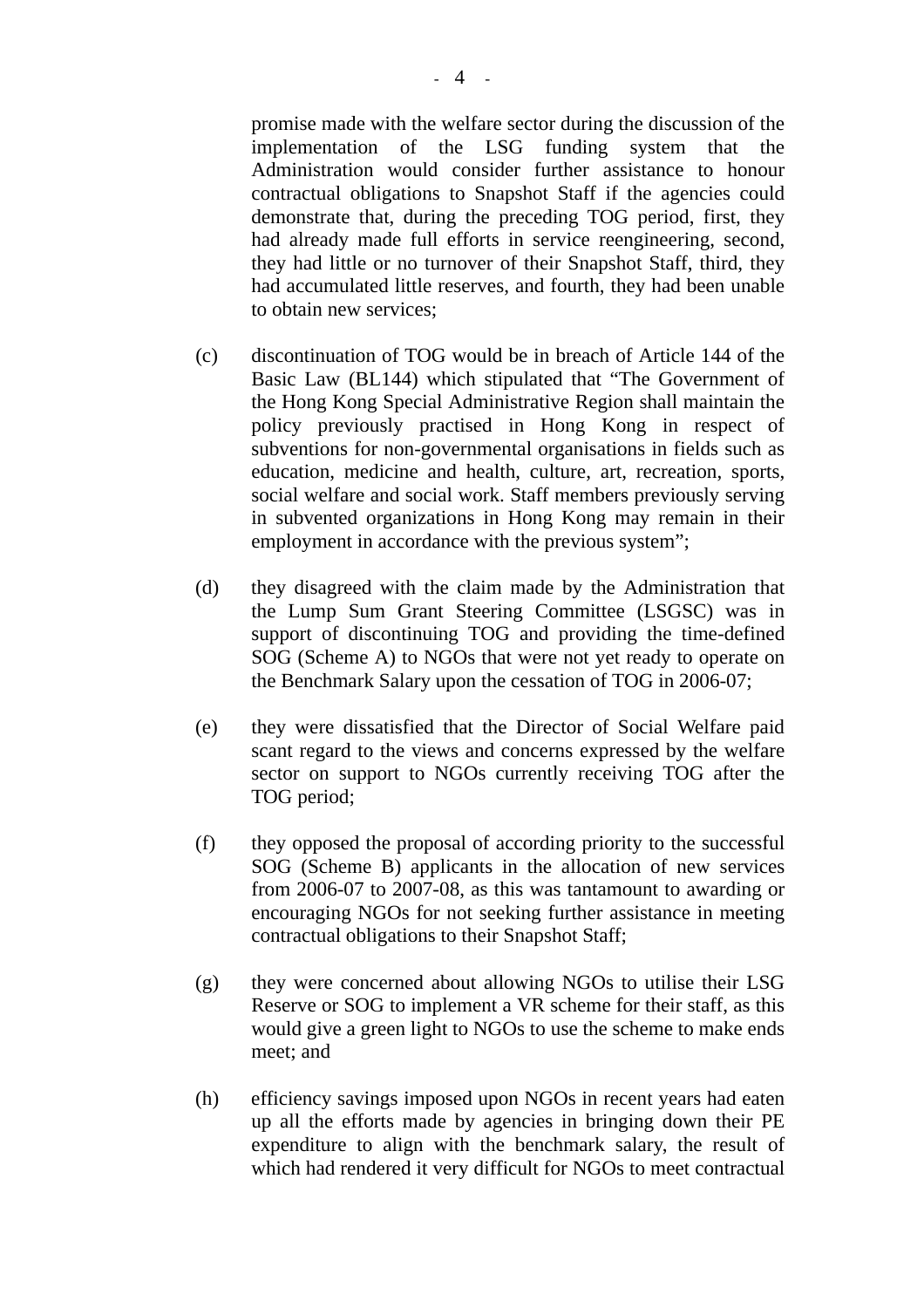promise made with the welfare sector during the discussion of the implementation of the LSG funding system that the Administration would consider further assistance to honour contractual obligations to Snapshot Staff if the agencies could demonstrate that, during the preceding TOG period, first, they had already made full efforts in service reengineering, second, they had little or no turnover of their Snapshot Staff, third, they had accumulated little reserves, and fourth, they had been unable to obtain new services;

(c) discontinuation of TOG would be in breach of Article 144 of the Basic Law (BL144) which stipulated that "The Government of the Hong Kong Special Administrative Region shall maintain the policy previously practised in Hong Kong in respect of subventions for non-governmental organisations in fields such as education, medicine and health, culture, art, recreation, sports, social welfare and social work. Staff members previously serving in subvented organizations in Hong Kong may remain in their employment in accordance with the previous system";

(d) they disagreed with the claim made by the Administration that the Lump Sum Grant Steering Committee (LSGSC) was in support of discontinuing TOG and providing the time-defined SOG (Scheme A) to NGOs that were not yet ready to operate on the Benchmark Salary upon the cessation of TOG in 2006-07;

(e) they were dissatisfied that the Director of Social Welfare paid scant regard to the views and concerns expressed by the welfare sector on support to NGOs currently receiving TOG after the TOG period;

(f) they opposed the proposal of according priority to the successful SOG (Scheme B) applicants in the allocation of new services from 2006-07 to 2007-08, as this was tantamount to awarding or encouraging NGOs for not seeking further assistance in meeting contractual obligations to their Snapshot Staff;

(g) they were concerned about allowing NGOs to utilise their LSG Reserve or SOG to implement a VR scheme for their staff, as this would give a green light to NGOs to use the scheme to make ends meet; and

(h) efficiency savings imposed upon NGOs in recent years had eaten up all the efforts made by agencies in bringing down their PE expenditure to align with the benchmark salary, the result of which had rendered it very difficult for NGOs to meet contractual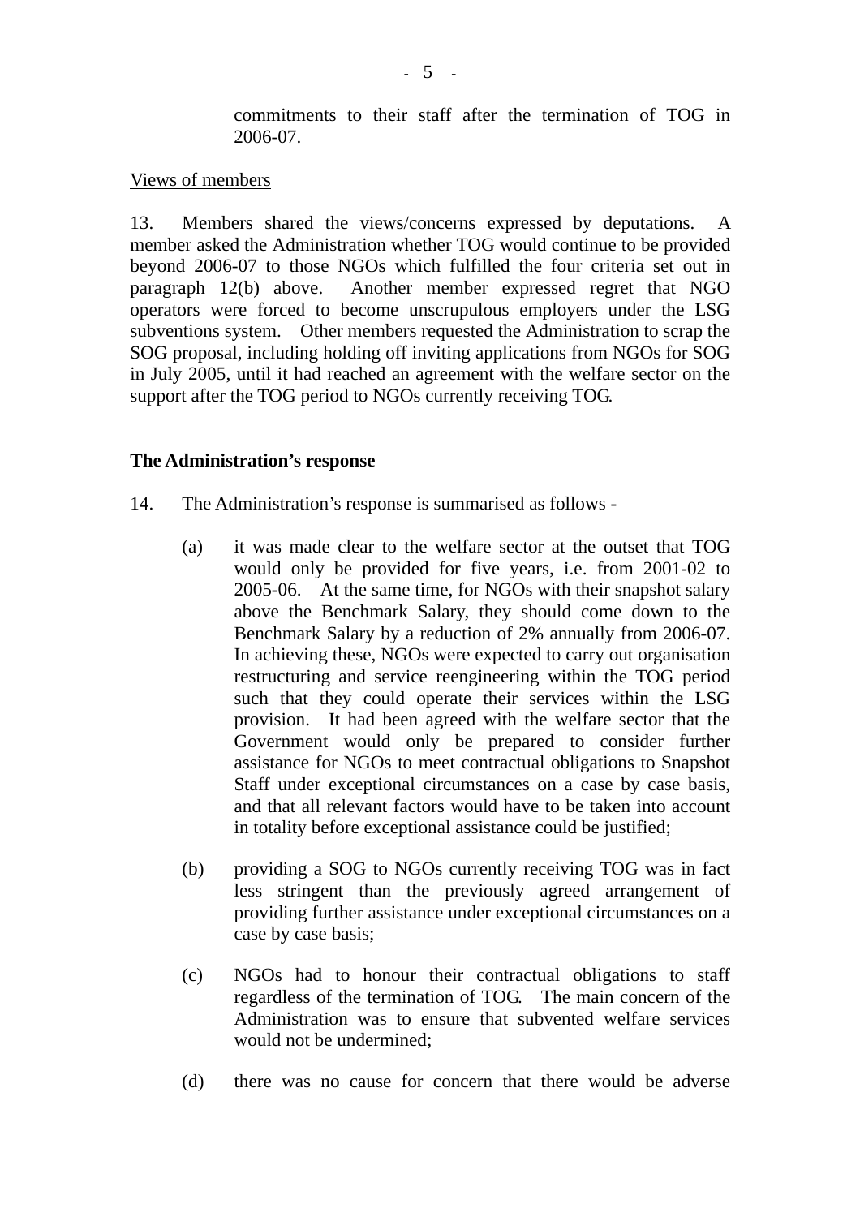commitments to their staff after the termination of TOG in 2006-07.

Views of members

13. Members shared the views/concerns expressed by deputations. A member asked the Administration whether TOG would continue to be provided beyond 2006-07 to those NGOs which fulfilled the four criteria set out in paragraph 12(b) above. Another member expressed regret that NGO operators were forced to become unscrupulous employers under the LSG subventions system. Other members requested the Administration to scrap the SOG proposal, including holding off inviting applications from NGOs for SOG in July 2005, until it had reached an agreement with the welfare sector on the support after the TOG period to NGOs currently receiving TOG.

**The Administration's response**

14. The Administration's response is summarised as follows -

(a) it was made clear to the welfare sector at the outset that TOG would only be provided for five years, i.e. from 2001-02 to 2005-06. At the same time, for NGOs with their snapshot salary above the Benchmark Salary, they should come down to the Benchmark Salary by a reduction of 2% annually from 2006-07. In achieving these, NGOs were expected to carry out organisation restructuring and service reengineering within the TOG period such that they could operate their services within the LSG provision. It had been agreed with the welfare sector that the Government would only be prepared to consider further assistance for NGOs to meet contractual obligations to Snapshot Staff under exceptional circumstances on a case by case basis, and that all relevant factors would have to be taken into account in totality before exceptional assistance could be justified;

(b) providing a SOG to NGOs currently receiving TOG was in fact less stringent than the previously agreed arrangement of providing further assistance under exceptional circumstances on a case by case basis;

(c) NGOs had to honour their contractual obligations to staff regardless of the termination of TOG. The main concern of the Administration was to ensure that subvented welfare services would not be undermined;

(d) there was no cause for concern that there would be adverse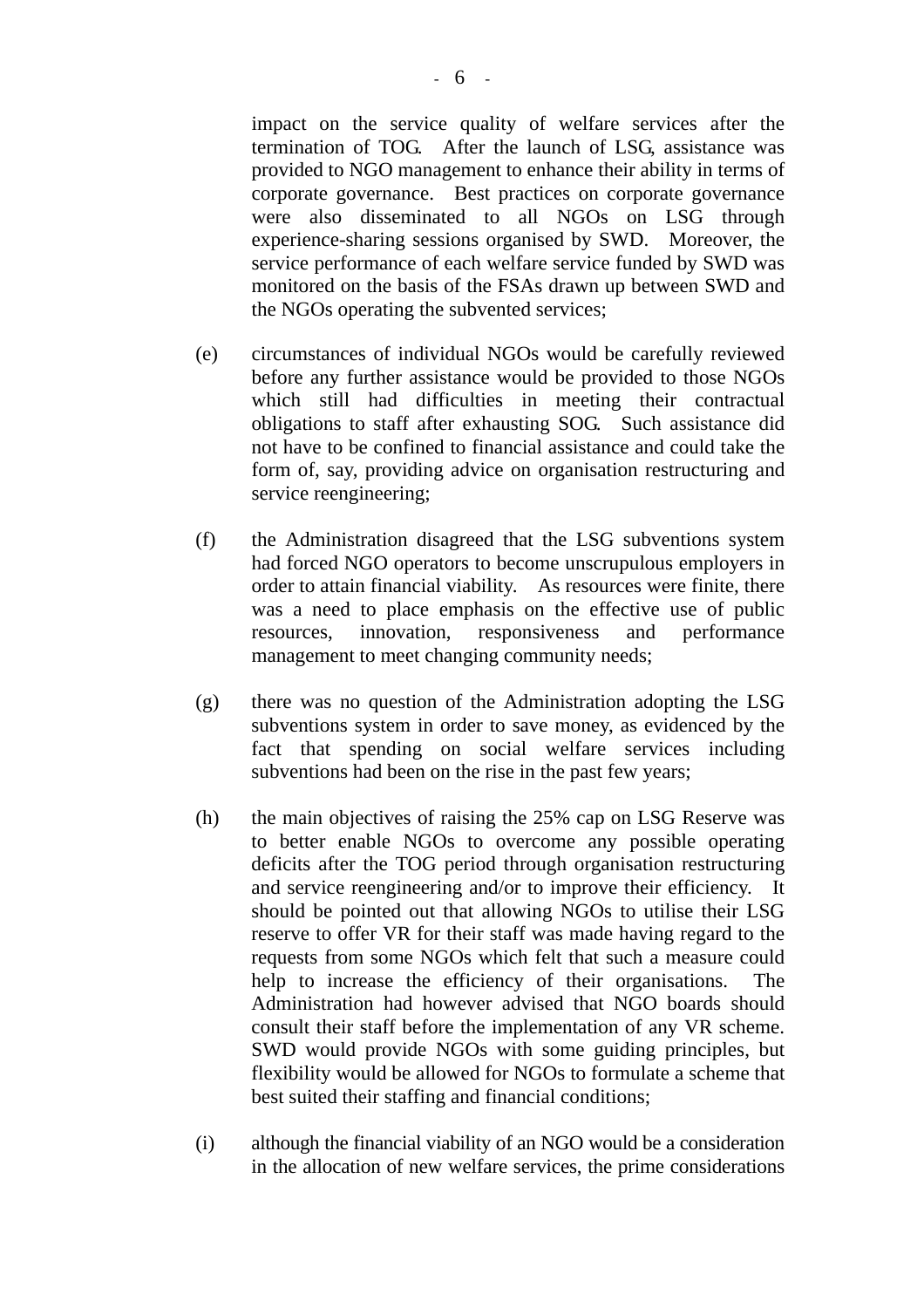impact on the service quality of welfare services after the termination of TOG. After the launch of LSG, assistance was provided to NGO management to enhance their ability in terms of corporate governance. Best practices on corporate governance were also disseminated to all NGOs on LSG through experience-sharing sessions organised by SWD. Moreover, the service performance of each welfare service funded by SWD was monitored on the basis of the FSAs drawn up between SWD and the NGOs operating the subvented services;

(e) circumstances of individual NGOs would be carefully reviewed before any further assistance would be provided to those NGOs which still had difficulties in meeting their contractual obligations to staff after exhausting SOG. Such assistance did not have to be confined to financial assistance and could take the form of, say, providing advice on organisation restructuring and service reengineering;

(f) the Administration disagreed that the LSG subventions system had forced NGO operators to become unscrupulous employers in order to attain financial viability. As resources were finite, there was a need to place emphasis on the effective use of public resources, innovation, responsiveness and performance management to meet changing community needs;

(g) there was no question of the Administration adopting the LSG subventions system in order to save money, as evidenced by the fact that spending on social welfare services including subventions had been on the rise in the past few years;

(h) the main objectives of raising the 25% cap on LSG Reserve was to better enable NGOs to overcome any possible operating deficits after the TOG period through organisation restructuring and service reengineering and/or to improve their efficiency. It should be pointed out that allowing NGOs to utilise their LSG reserve to offer VR for their staff was made having regard to the requests from some NGOs which felt that such a measure could help to increase the efficiency of their organisations. The Administration had however advised that NGO boards should consult their staff before the implementation of any VR scheme. SWD would provide NGOs with some guiding principles, but flexibility would be allowed for NGOs to formulate a scheme that best suited their staffing and financial conditions;

(i) although the financial viability of an NGO would be a consideration in the allocation of new welfare services, the prime considerations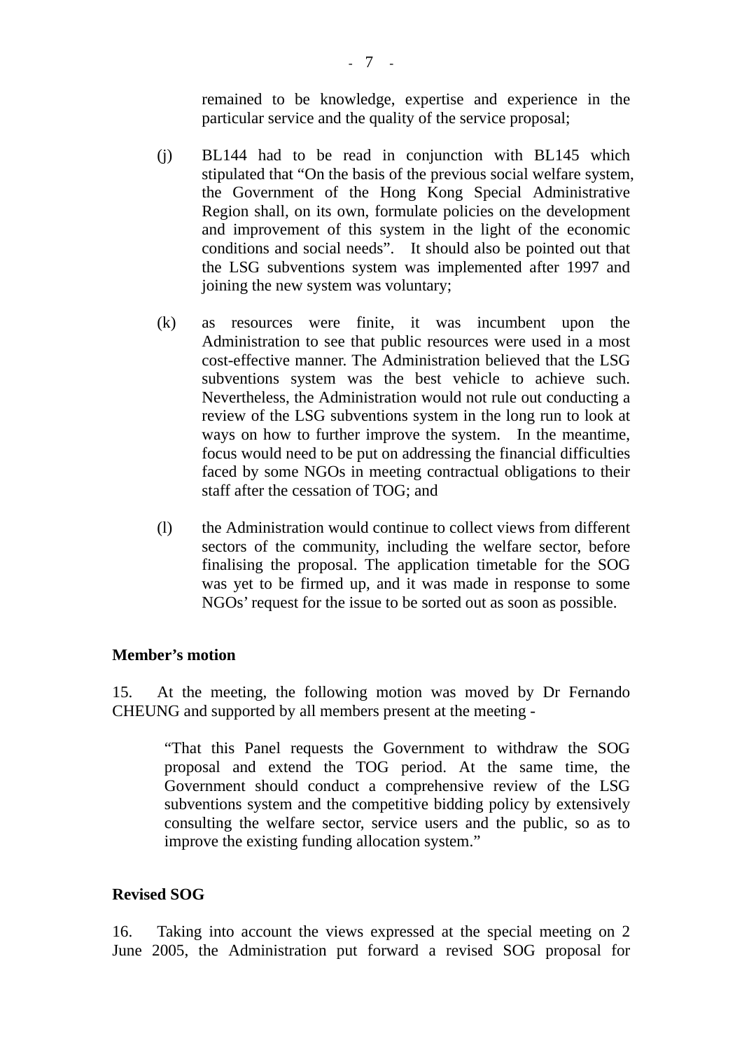remained to be knowledge, expertise and experience in the particular service and the quality of the service proposal;

(j) BL144 had to be read in conjunction with BL145 which stipulated that "On the basis of the previous social welfare system, the Government of the Hong Kong Special Administrative Region shall, on its own, formulate policies on the development and improvement of this system in the light of the economic conditions and social needs". It should also be pointed out that the LSG subventions system was implemented after 1997 and joining the new system was voluntary;

(k) as resources were finite, it was incumbent upon the Administration to see that public resources were used in a most cost-effective manner. The Administration believed that the LSG subventions system was the best vehicle to achieve such. Nevertheless, the Administration would not rule out conducting a review of the LSG subventions system in the long run to look at ways on how to further improve the system. In the meantime, focus would need to be put on addressing the financial difficulties faced by some NGOs in meeting contractual obligations to their staff after the cessation of TOG; and

(l) the Administration would continue to collect views from different sectors of the community, including the welfare sector, before finalising the proposal. The application timetable for the SOG was yet to be firmed up, and it was made in response to some NGOs' request for the issue to be sorted out as soon as possible.

**Member's motion**

15. At the meeting, the following motion was moved by Dr Fernando CHEUNG and supported by all members present at the meeting -

> "That this Panel requests the Government to withdraw the SOG proposal and extend the TOG period. At the same time, the Government should conduct a comprehensive review of the LSG subventions system and the competitive bidding policy by extensively consulting the welfare sector, service users and the public, so as to improve the existing funding allocation system."

**Revised SOG**

16. Taking into account the views expressed at the special meeting on 2 June 2005, the Administration put forward a revised SOG proposal for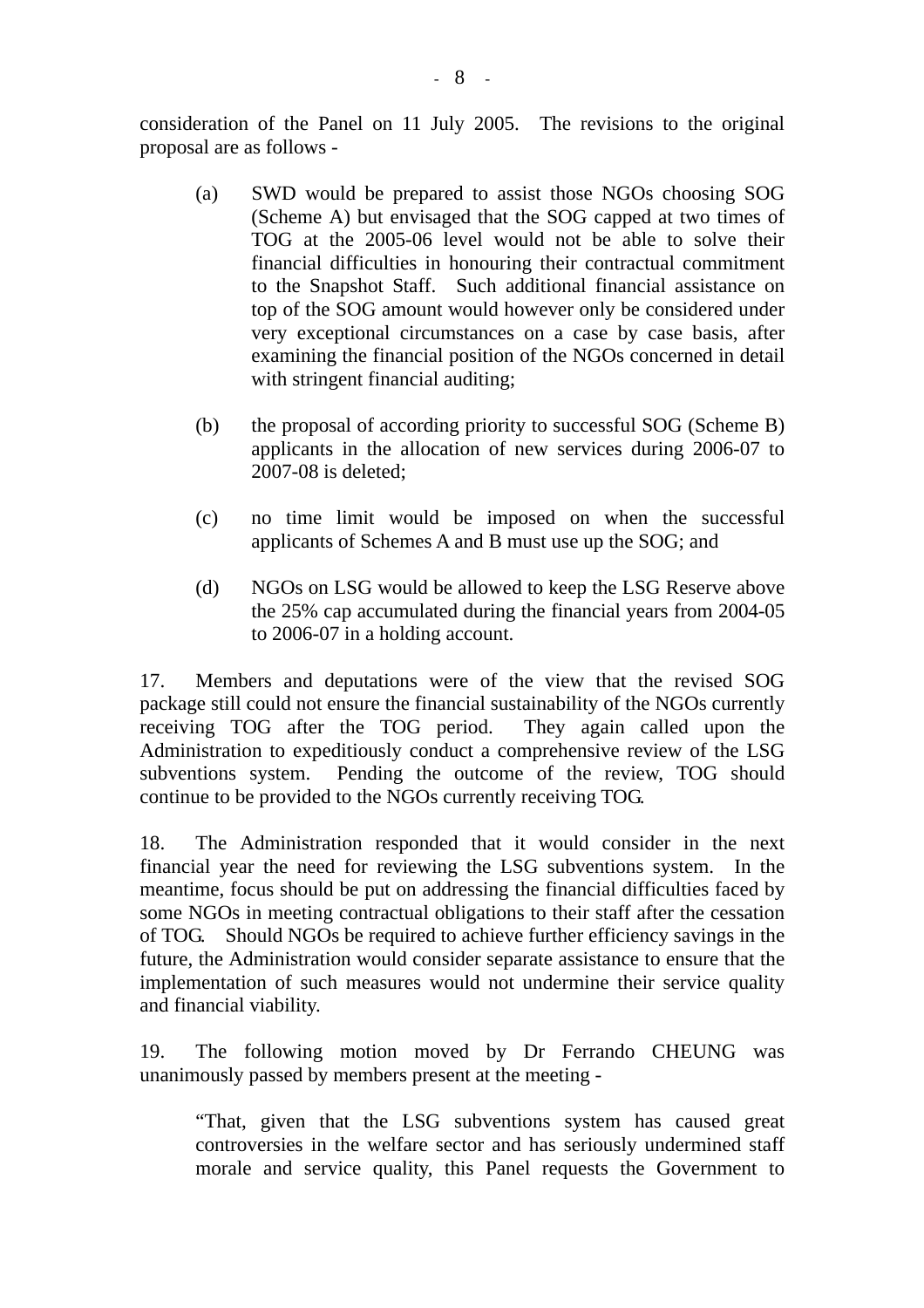consideration of the Panel on 11 July 2005. The revisions to the original proposal are as follows -

(a) SWD would be prepared to assist those NGOs choosing SOG (Scheme A) but envisaged that the SOG capped at two times of TOG at the 2005-06 level would not be able to solve their financial difficulties in honouring their contractual commitment to the Snapshot Staff. Such additional financial assistance on top of the SOG amount would however only be considered under very exceptional circumstances on a case by case basis, after examining the financial position of the NGOs concerned in detail with stringent financial auditing;

(b) the proposal of according priority to successful SOG (Scheme B) applicants in the allocation of new services during 2006-07 to 2007-08 is deleted;

(c) no time limit would be imposed on when the successful applicants of Schemes A and B must use up the SOG; and

(d) NGOs on LSG would be allowed to keep the LSG Reserve above the 25% cap accumulated during the financial years from 2004-05 to 2006-07 in a holding account.

17. Members and deputations were of the view that the revised SOG package still could not ensure the financial sustainability of the NGOs currently receiving TOG after the TOG period. They again called upon the Administration to expeditiously conduct a comprehensive review of the LSG subventions system. Pending the outcome of the review, TOG should continue to be provided to the NGOs currently receiving TOG.

18. The Administration responded that it would consider in the next financial year the need for reviewing the LSG subventions system. In the meantime, focus should be put on addressing the financial difficulties faced by some NGOs in meeting contractual obligations to their staff after the cessation of TOG. Should NGOs be required to achieve further efficiency savings in the future, the Administration would consider separate assistance to ensure that the implementation of such measures would not undermine their service quality and financial viability.

19. The following motion moved by Dr Ferrando CHEUNG was unanimously passed by members present at the meeting -

> "That, given that the LSG subventions system has caused great controversies in the welfare sector and has seriously undermined staff morale and service quality, this Panel requests the Government to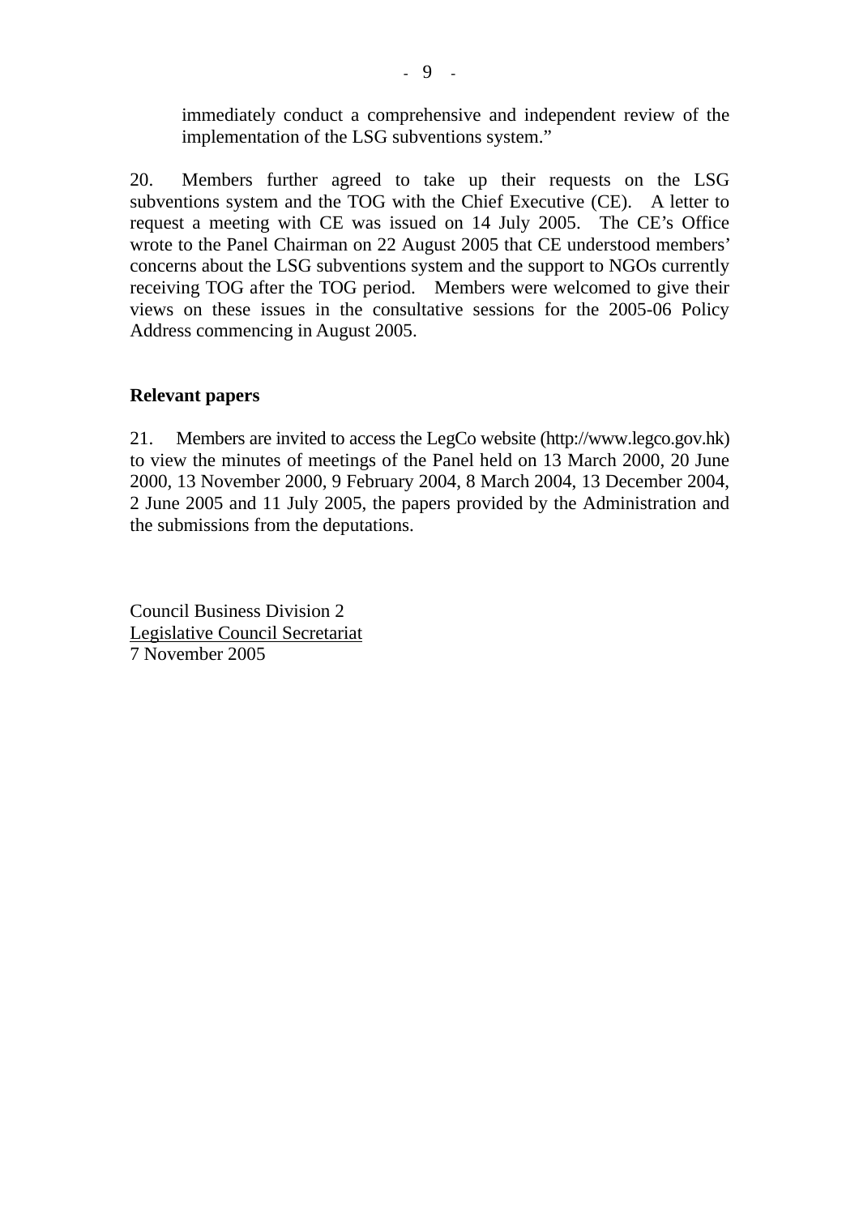immediately conduct a comprehensive and independent review of the implementation of the LSG subventions system."

20. Members further agreed to take up their requests on the LSG subventions system and the TOG with the Chief Executive (CE). A letter to request a meeting with CE was issued on 14 July 2005. The CE's Office wrote to the Panel Chairman on 22 August 2005 that CE understood members' concerns about the LSG subventions system and the support to NGOs currently receiving TOG after the TOG period. Members were welcomed to give their views on these issues in the consultative sessions for the 2005-06 Policy Address commencing in August 2005.

## Relevant papers

21. Members are invited to access the LegCo website (http://www.legco.gov.hk) to view the minutes of meetings of the Panel held on 13 March 2000, 20 June 2000, 13 November 2000, 9 February 2004, 8 March 2004, 13 December 2004, 2 June 2005 and 11 July 2005, the papers provided by the Administration and the submissions from the deputations.

Council Business Division 2
Legislative Council Secretariat
7 November 2005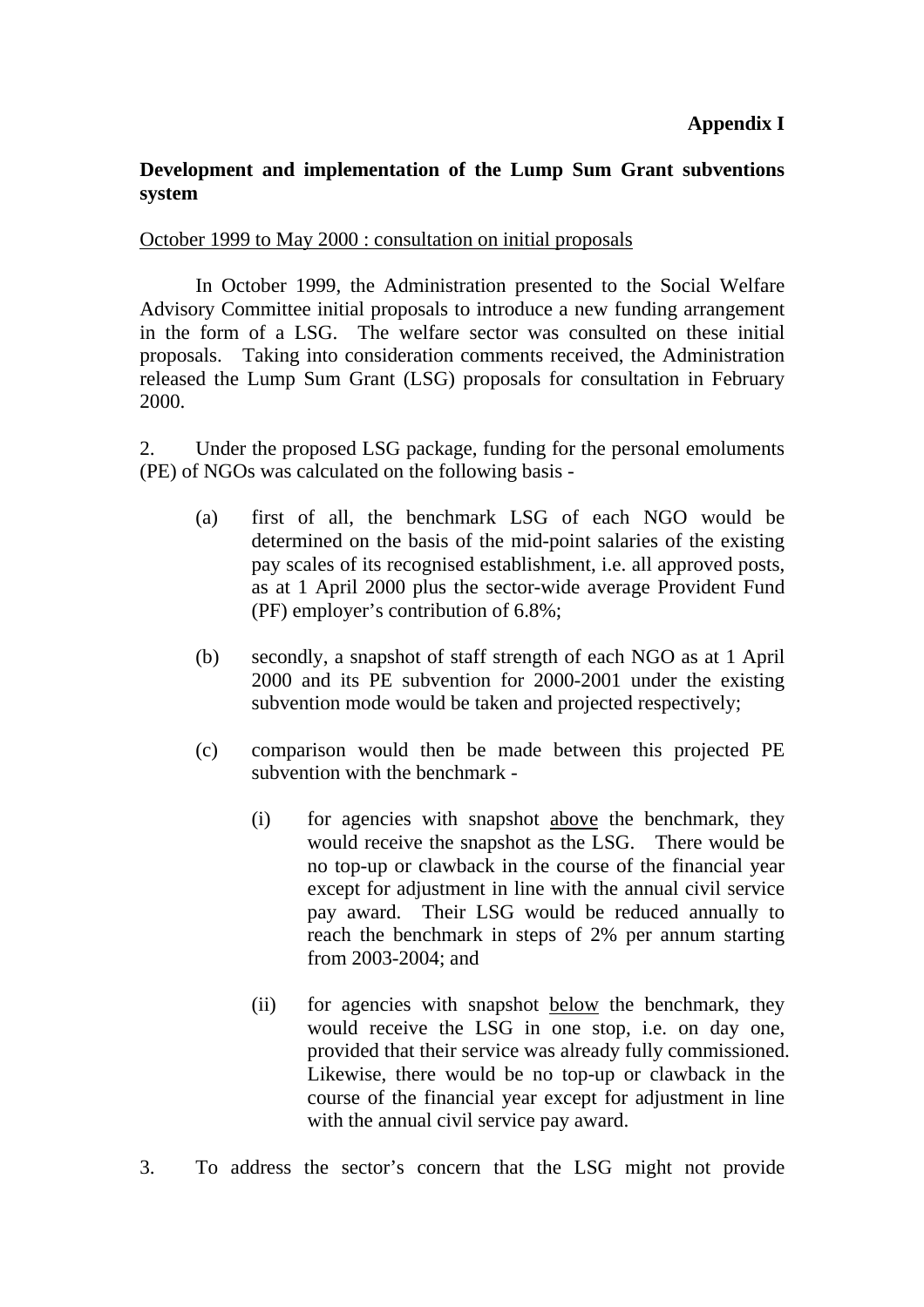**Appendix I**

**Development and implementation of the Lump Sum Grant subventions system**

<u>October 1999 to May 2000 : consultation on initial proposals</u>

In October 1999, the Administration presented to the Social Welfare Advisory Committee initial proposals to introduce a new funding arrangement in the form of a LSG. The welfare sector was consulted on these initial proposals. Taking into consideration comments received, the Administration released the Lump Sum Grant (LSG) proposals for consultation in February 2000.

2. Under the proposed LSG package, funding for the personal emoluments (PE) of NGOs was calculated on the following basis -

(a) first of all, the benchmark LSG of each NGO would be determined on the basis of the mid-point salaries of the existing pay scales of its recognised establishment, i.e. all approved posts, as at 1 April 2000 plus the sector-wide average Provident Fund (PF) employer's contribution of 6.8%;

(b) secondly, a snapshot of staff strength of each NGO as at 1 April 2000 and its PE subvention for 2000-2001 under the existing subvention mode would be taken and projected respectively;

(c) comparison would then be made between this projected PE subvention with the benchmark -

(i) for agencies with snapshot <u>above</u> the benchmark, they would receive the snapshot as the LSG. There would be no top-up or clawback in the course of the financial year except for adjustment in line with the annual civil service pay award. Their LSG would be reduced annually to reach the benchmark in steps of 2% per annum starting from 2003-2004; and

(ii) for agencies with snapshot <u>below</u> the benchmark, they would receive the LSG in one stop, i.e. on day one, provided that their service was already fully commissioned. Likewise, there would be no top-up or clawback in the course of the financial year except for adjustment in line with the annual civil service pay award.

3. To address the sector's concern that the LSG might not provide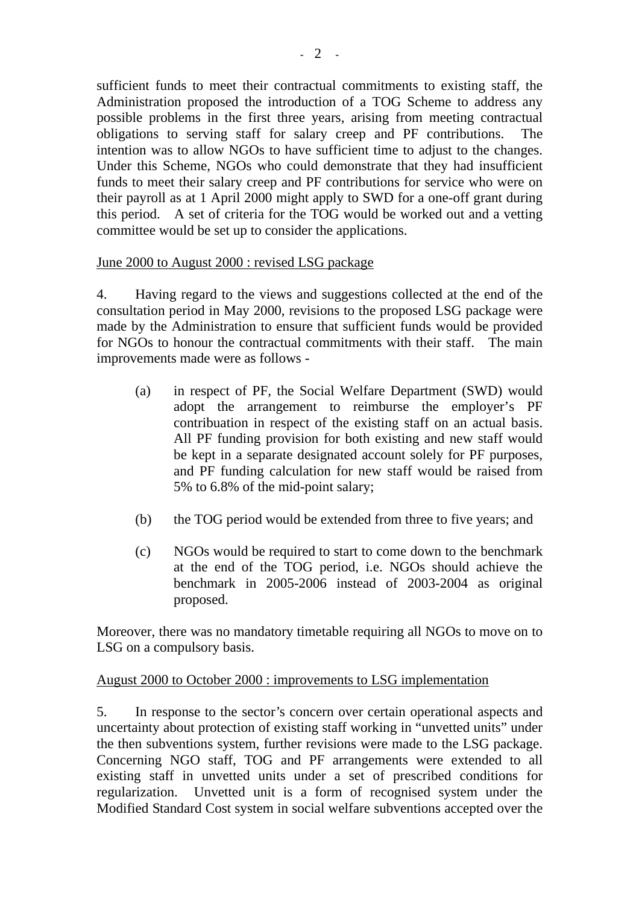sufficient funds to meet their contractual commitments to existing staff, the Administration proposed the introduction of a TOG Scheme to address any possible problems in the first three years, arising from meeting contractual obligations to serving staff for salary creep and PF contributions. The intention was to allow NGOs to have sufficient time to adjust to the changes. Under this Scheme, NGOs who could demonstrate that they had insufficient funds to meet their salary creep and PF contributions for service who were on their payroll as at 1 April 2000 might apply to SWD for a one-off grant during this period. A set of criteria for the TOG would be worked out and a vetting committee would be set up to consider the applications.

<u>June 2000 to August 2000 : revised LSG package</u>

4. Having regard to the views and suggestions collected at the end of the consultation period in May 2000, revisions to the proposed LSG package were made by the Administration to ensure that sufficient funds would be provided for NGOs to honour the contractual commitments with their staff. The main improvements made were as follows -

(a) in respect of PF, the Social Welfare Department (SWD) would adopt the arrangement to reimburse the employer's PF contribuation in respect of the existing staff on an actual basis. All PF funding provision for both existing and new staff would be kept in a separate designated account solely for PF purposes, and PF funding calculation for new staff would be raised from 5% to 6.8% of the mid-point salary;

(b) the TOG period would be extended from three to five years; and

(c) NGOs would be required to start to come down to the benchmark at the end of the TOG period, i.e. NGOs should achieve the benchmark in 2005-2006 instead of 2003-2004 as original proposed.

Moreover, there was no mandatory timetable requiring all NGOs to move on to LSG on a compulsory basis.

<u>August 2000 to October 2000 : improvements to LSG implementation</u>

5. In response to the sector's concern over certain operational aspects and uncertainty about protection of existing staff working in "unvetted units" under the then subventions system, further revisions were made to the LSG package. Concerning NGO staff, TOG and PF arrangements were extended to all existing staff in unvetted units under a set of prescribed conditions for regularization. Unvetted unit is a form of recognised system under the Modified Standard Cost system in social welfare subventions accepted over the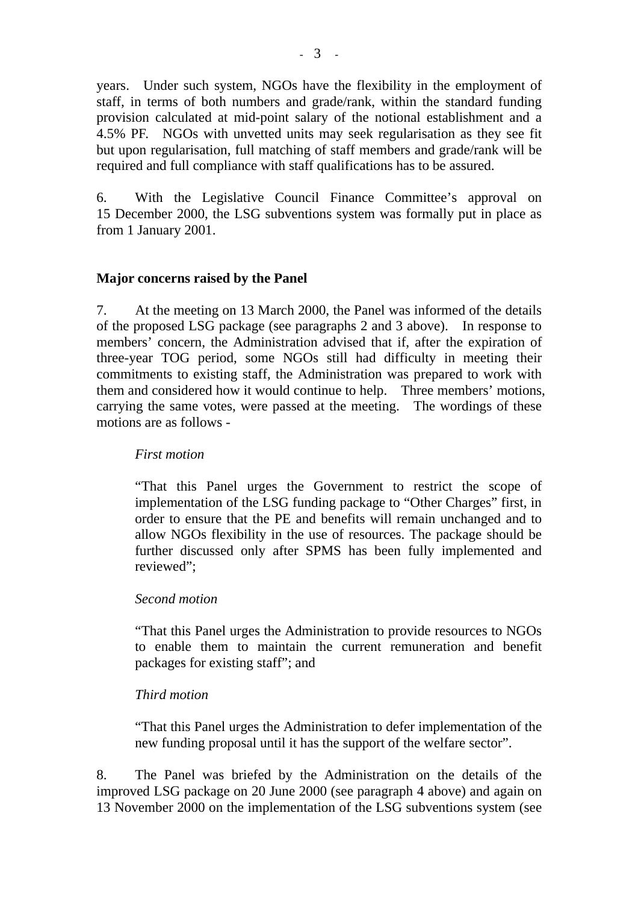years. Under such system, NGOs have the flexibility in the employment of staff, in terms of both numbers and grade/rank, within the standard funding provision calculated at mid-point salary of the notional establishment and a 4.5% PF. NGOs with unvetted units may seek regularisation as they see fit but upon regularisation, full matching of staff members and grade/rank will be required and full compliance with staff qualifications has to be assured.

6. With the Legislative Council Finance Committee's approval on 15 December 2000, the LSG subventions system was formally put in place as from 1 January 2001.

**Major concerns raised by the Panel**

7. At the meeting on 13 March 2000, the Panel was informed of the details of the proposed LSG package (see paragraphs 2 and 3 above). In response to members' concern, the Administration advised that if, after the expiration of three-year TOG period, some NGOs still had difficulty in meeting their commitments to existing staff, the Administration was prepared to work with them and considered how it would continue to help. Three members' motions, carrying the same votes, were passed at the meeting. The wordings of these motions are as follows -

*First motion*

"That this Panel urges the Government to restrict the scope of implementation of the LSG funding package to "Other Charges" first, in order to ensure that the PE and benefits will remain unchanged and to allow NGOs flexibility in the use of resources. The package should be further discussed only after SPMS has been fully implemented and reviewed";

*Second motion*

"That this Panel urges the Administration to provide resources to NGOs to enable them to maintain the current remuneration and benefit packages for existing staff"; and

*Third motion*

"That this Panel urges the Administration to defer implementation of the new funding proposal until it has the support of the welfare sector".

8. The Panel was briefed by the Administration on the details of the improved LSG package on 20 June 2000 (see paragraph 4 above) and again on 13 November 2000 on the implementation of the LSG subventions system (see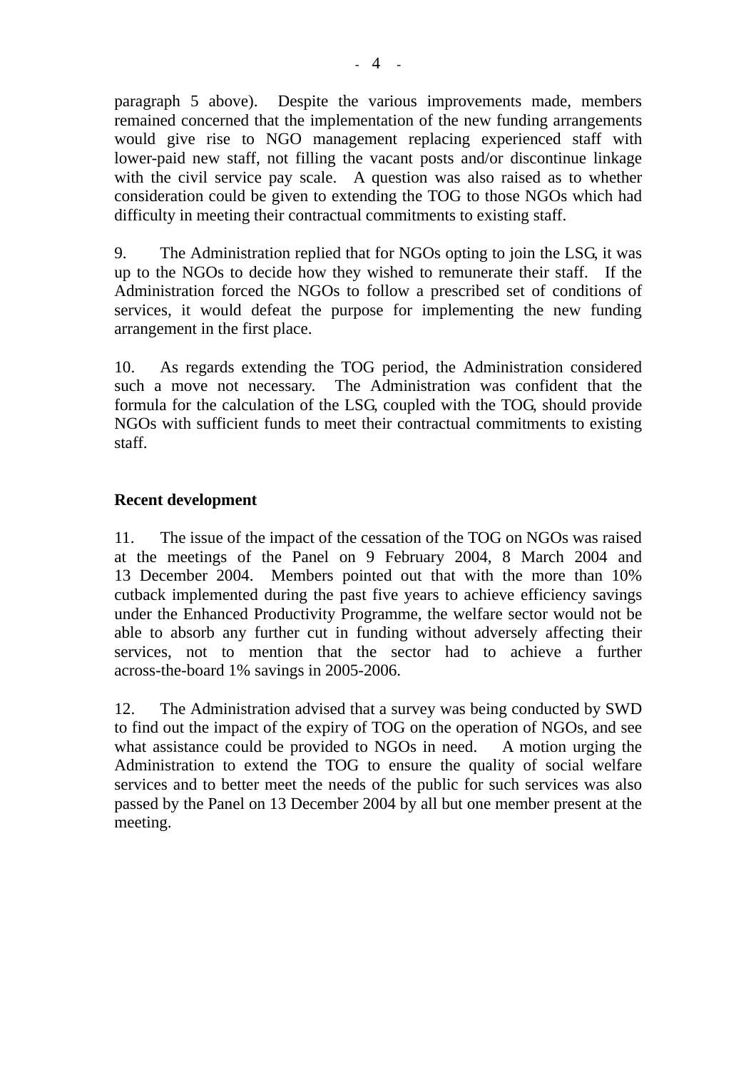paragraph 5 above). Despite the various improvements made, members remained concerned that the implementation of the new funding arrangements would give rise to NGO management replacing experienced staff with lower-paid new staff, not filling the vacant posts and/or discontinue linkage with the civil service pay scale. A question was also raised as to whether consideration could be given to extending the TOG to those NGOs which had difficulty in meeting their contractual commitments to existing staff.

9. The Administration replied that for NGOs opting to join the LSG, it was up to the NGOs to decide how they wished to remunerate their staff. If the Administration forced the NGOs to follow a prescribed set of conditions of services, it would defeat the purpose for implementing the new funding arrangement in the first place.

10. As regards extending the TOG period, the Administration considered such a move not necessary. The Administration was confident that the formula for the calculation of the LSG, coupled with the TOG, should provide NGOs with sufficient funds to meet their contractual commitments to existing staff.

**Recent development**

11. The issue of the impact of the cessation of the TOG on NGOs was raised at the meetings of the Panel on 9 February 2004, 8 March 2004 and 13 December 2004. Members pointed out that with the more than 10% cutback implemented during the past five years to achieve efficiency savings under the Enhanced Productivity Programme, the welfare sector would not be able to absorb any further cut in funding without adversely affecting their services, not to mention that the sector had to achieve a further across-the-board 1% savings in 2005-2006.

12. The Administration advised that a survey was being conducted by SWD to find out the impact of the expiry of TOG on the operation of NGOs, and see what assistance could be provided to NGOs in need. A motion urging the Administration to extend the TOG to ensure the quality of social welfare services and to better meet the needs of the public for such services was also passed by the Panel on 13 December 2004 by all but one member present at the meeting.